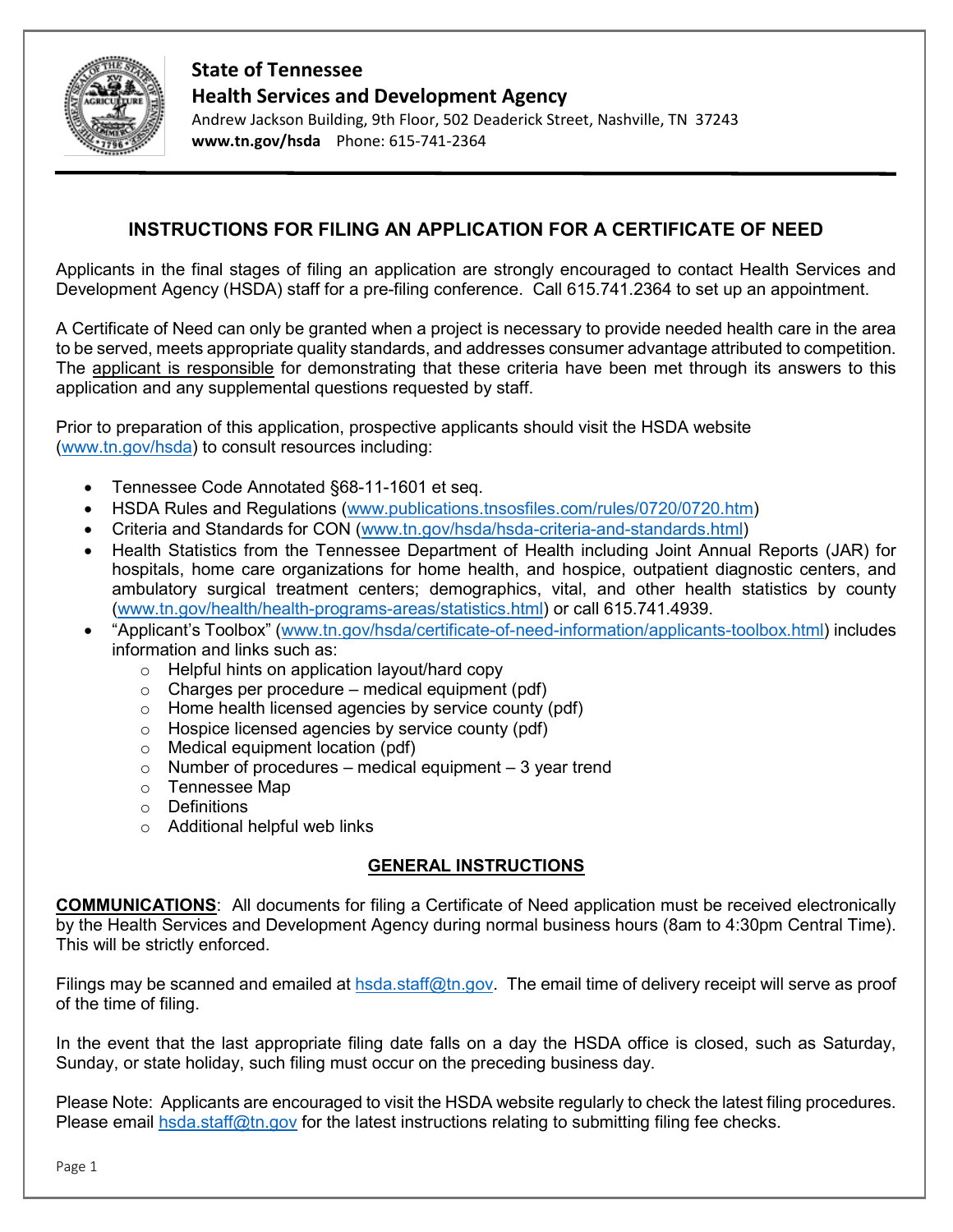**State of Tennessee**
**Health Services and Development Agency**
Andrew Jackson Building, 9th Floor, 502 Deaderick Street, Nashville, TN 37243
**www.tn.gov/hsda** Phone: 615-741-2364

# INSTRUCTIONS FOR FILING AN APPLICATION FOR A CERTIFICATE OF NEED

Applicants in the final stages of filing an application are strongly encouraged to contact Health Services and Development Agency (HSDA) staff for a pre-filing conference. Call 615.741.2364 to set up an appointment.

A Certificate of Need can only be granted when a project is necessary to provide needed health care in the area to be served, meets appropriate quality standards, and addresses consumer advantage attributed to competition. The applicant is responsible for demonstrating that these criteria have been met through its answers to this application and any supplemental questions requested by staff.

Prior to preparation of this application, prospective applicants should visit the HSDA website (www.tn.gov/hsda) to consult resources including:

- Tennessee Code Annotated §68-11-1601 et seq.
- HSDA Rules and Regulations (www.publications.tnsosfiles.com/rules/0720/0720.htm)
- Criteria and Standards for CON (www.tn.gov/hsda/hsda-criteria-and-standards.html)
- Health Statistics from the Tennessee Department of Health including Joint Annual Reports (JAR) for hospitals, home care organizations for home health, and hospice, outpatient diagnostic centers, and ambulatory surgical treatment centers; demographics, vital, and other health statistics by county (www.tn.gov/health/health-programs-areas/statistics.html) or call 615.741.4939.
- "Applicant's Toolbox" (www.tn.gov/hsda/certificate-of-need-information/applicants-toolbox.html) includes information and links such as:
  - Helpful hints on application layout/hard copy
  - Charges per procedure – medical equipment (pdf)
  - Home health licensed agencies by service county (pdf)
  - Hospice licensed agencies by service county (pdf)
  - Medical equipment location (pdf)
  - Number of procedures – medical equipment – 3 year trend
  - Tennessee Map
  - Definitions
  - Additional helpful web links

## GENERAL INSTRUCTIONS

**COMMUNICATIONS**: All documents for filing a Certificate of Need application must be received electronically by the Health Services and Development Agency during normal business hours (8am to 4:30pm Central Time). This will be strictly enforced.

Filings may be scanned and emailed at hsda.staff@tn.gov. The email time of delivery receipt will serve as proof of the time of filing.

In the event that the last appropriate filing date falls on a day the HSDA office is closed, such as Saturday, Sunday, or state holiday, such filing must occur on the preceding business day.

Please Note: Applicants are encouraged to visit the HSDA website regularly to check the latest filing procedures. Please email hsda.staff@tn.gov for the latest instructions relating to submitting filing fee checks.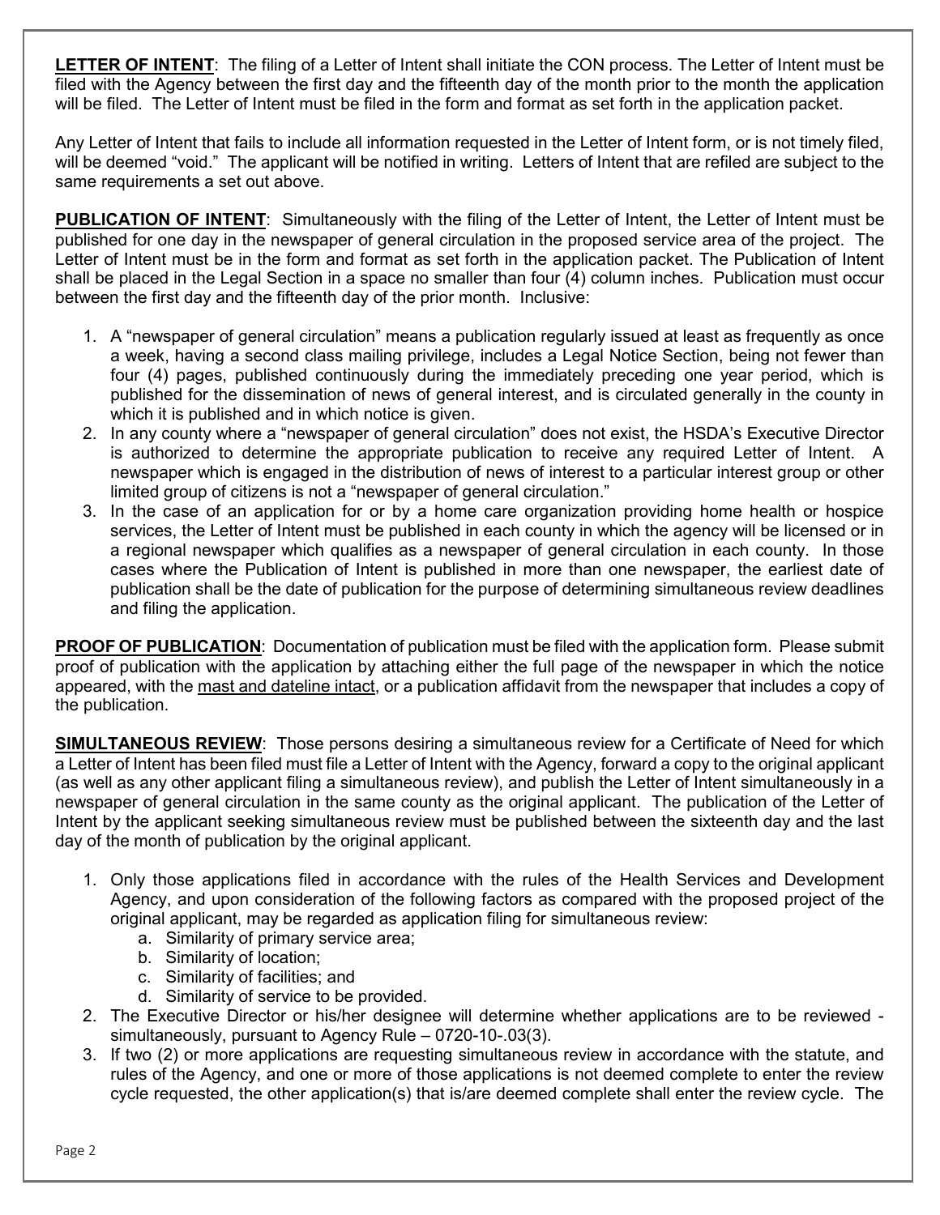**LETTER OF INTENT**: The filing of a Letter of Intent shall initiate the CON process. The Letter of Intent must be filed with the Agency between the first day and the fifteenth day of the month prior to the month the application will be filed. The Letter of Intent must be filed in the form and format as set forth in the application packet.

Any Letter of Intent that fails to include all information requested in the Letter of Intent form, or is not timely filed, will be deemed "void." The applicant will be notified in writing. Letters of Intent that are refiled are subject to the same requirements a set out above.

**PUBLICATION OF INTENT**: Simultaneously with the filing of the Letter of Intent, the Letter of Intent must be published for one day in the newspaper of general circulation in the proposed service area of the project. The Letter of Intent must be in the form and format as set forth in the application packet. The Publication of Intent shall be placed in the Legal Section in a space no smaller than four (4) column inches. Publication must occur between the first day and the fifteenth day of the prior month. Inclusive:

1. A "newspaper of general circulation" means a publication regularly issued at least as frequently as once a week, having a second class mailing privilege, includes a Legal Notice Section, being not fewer than four (4) pages, published continuously during the immediately preceding one year period, which is published for the dissemination of news of general interest, and is circulated generally in the county in which it is published and in which notice is given.
2. In any county where a "newspaper of general circulation" does not exist, the HSDA's Executive Director is authorized to determine the appropriate publication to receive any required Letter of Intent. A newspaper which is engaged in the distribution of news of interest to a particular interest group or other limited group of citizens is not a "newspaper of general circulation."
3. In the case of an application for or by a home care organization providing home health or hospice services, the Letter of Intent must be published in each county in which the agency will be licensed or in a regional newspaper which qualifies as a newspaper of general circulation in each county. In those cases where the Publication of Intent is published in more than one newspaper, the earliest date of publication shall be the date of publication for the purpose of determining simultaneous review deadlines and filing the application.

**PROOF OF PUBLICATION**: Documentation of publication must be filed with the application form. Please submit proof of publication with the application by attaching either the full page of the newspaper in which the notice appeared, with the <u>mast and dateline intact</u>, or a publication affidavit from the newspaper that includes a copy of the publication.

**SIMULTANEOUS REVIEW**: Those persons desiring a simultaneous review for a Certificate of Need for which a Letter of Intent has been filed must file a Letter of Intent with the Agency, forward a copy to the original applicant (as well as any other applicant filing a simultaneous review), and publish the Letter of Intent simultaneously in a newspaper of general circulation in the same county as the original applicant. The publication of the Letter of Intent by the applicant seeking simultaneous review must be published between the sixteenth day and the last day of the month of publication by the original applicant.

1. Only those applications filed in accordance with the rules of the Health Services and Development Agency, and upon consideration of the following factors as compared with the proposed project of the original applicant, may be regarded as application filing for simultaneous review:
   a. Similarity of primary service area;
   b. Similarity of location;
   c. Similarity of facilities; and
   d. Similarity of service to be provided.
2. The Executive Director or his/her designee will determine whether applications are to be reviewed - simultaneously, pursuant to Agency Rule – 0720-10-.03(3).
3. If two (2) or more applications are requesting simultaneous review in accordance with the statute, and rules of the Agency, and one or more of those applications is not deemed complete to enter the review cycle requested, the other application(s) that is/are deemed complete shall enter the review cycle. The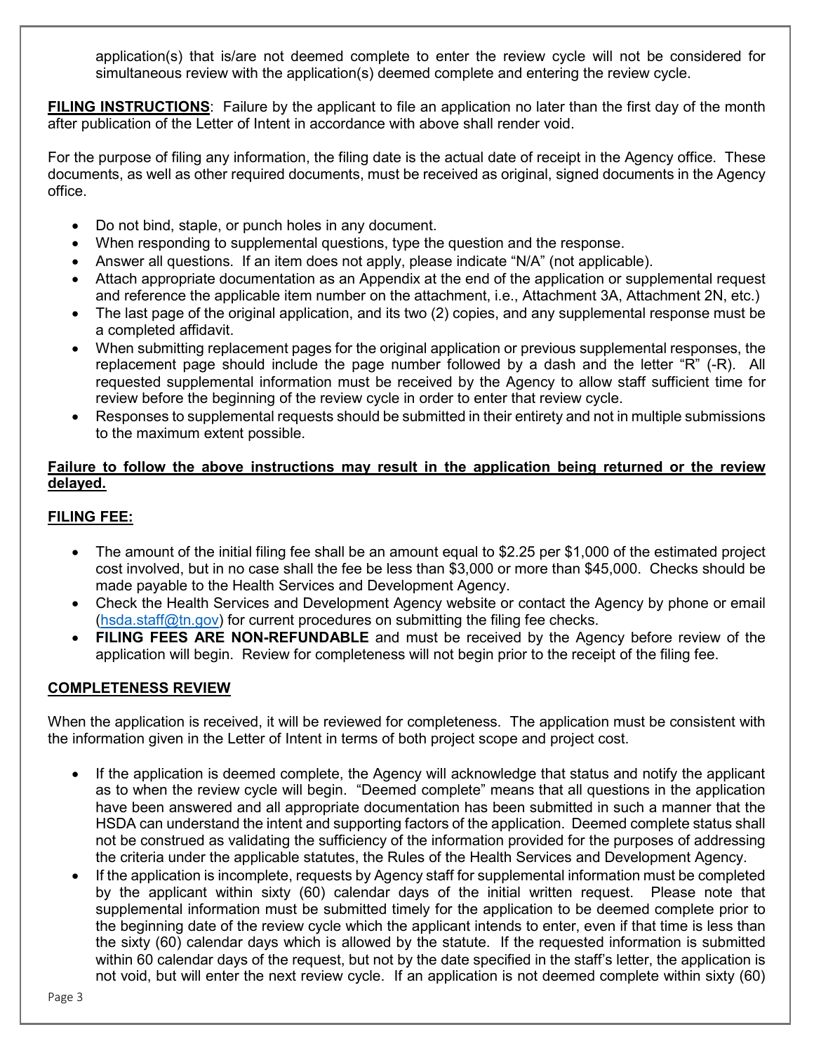application(s) that is/are not deemed complete to enter the review cycle will not be considered for simultaneous review with the application(s) deemed complete and entering the review cycle.

**FILING INSTRUCTIONS**: Failure by the applicant to file an application no later than the first day of the month after publication of the Letter of Intent in accordance with above shall render void.

For the purpose of filing any information, the filing date is the actual date of receipt in the Agency office. These documents, as well as other required documents, must be received as original, signed documents in the Agency office.

- Do not bind, staple, or punch holes in any document.
- When responding to supplemental questions, type the question and the response.
- Answer all questions. If an item does not apply, please indicate "N/A" (not applicable).
- Attach appropriate documentation as an Appendix at the end of the application or supplemental request and reference the applicable item number on the attachment, i.e., Attachment 3A, Attachment 2N, etc.)
- The last page of the original application, and its two (2) copies, and any supplemental response must be a completed affidavit.
- When submitting replacement pages for the original application or previous supplemental responses, the replacement page should include the page number followed by a dash and the letter "R" (-R). All requested supplemental information must be received by the Agency to allow staff sufficient time for review before the beginning of the review cycle in order to enter that review cycle.
- Responses to supplemental requests should be submitted in their entirety and not in multiple submissions to the maximum extent possible.

**Failure to follow the above instructions may result in the application being returned or the review delayed.**

**FILING FEE:**

- The amount of the initial filing fee shall be an amount equal to $2.25 per $1,000 of the estimated project cost involved, but in no case shall the fee be less than $3,000 or more than $45,000. Checks should be made payable to the Health Services and Development Agency.
- Check the Health Services and Development Agency website or contact the Agency by phone or email (hsda.staff@tn.gov) for current procedures on submitting the filing fee checks.
- **FILING FEES ARE NON-REFUNDABLE** and must be received by the Agency before review of the application will begin. Review for completeness will not begin prior to the receipt of the filing fee.

**COMPLETENESS REVIEW**

When the application is received, it will be reviewed for completeness. The application must be consistent with the information given in the Letter of Intent in terms of both project scope and project cost.

- If the application is deemed complete, the Agency will acknowledge that status and notify the applicant as to when the review cycle will begin. "Deemed complete" means that all questions in the application have been answered and all appropriate documentation has been submitted in such a manner that the HSDA can understand the intent and supporting factors of the application. Deemed complete status shall not be construed as validating the sufficiency of the information provided for the purposes of addressing the criteria under the applicable statutes, the Rules of the Health Services and Development Agency.
- If the application is incomplete, requests by Agency staff for supplemental information must be completed by the applicant within sixty (60) calendar days of the initial written request. Please note that supplemental information must be submitted timely for the application to be deemed complete prior to the beginning date of the review cycle which the applicant intends to enter, even if that time is less than the sixty (60) calendar days which is allowed by the statute. If the requested information is submitted within 60 calendar days of the request, but not by the date specified in the staff's letter, the application is not void, but will enter the next review cycle. If an application is not deemed complete within sixty (60)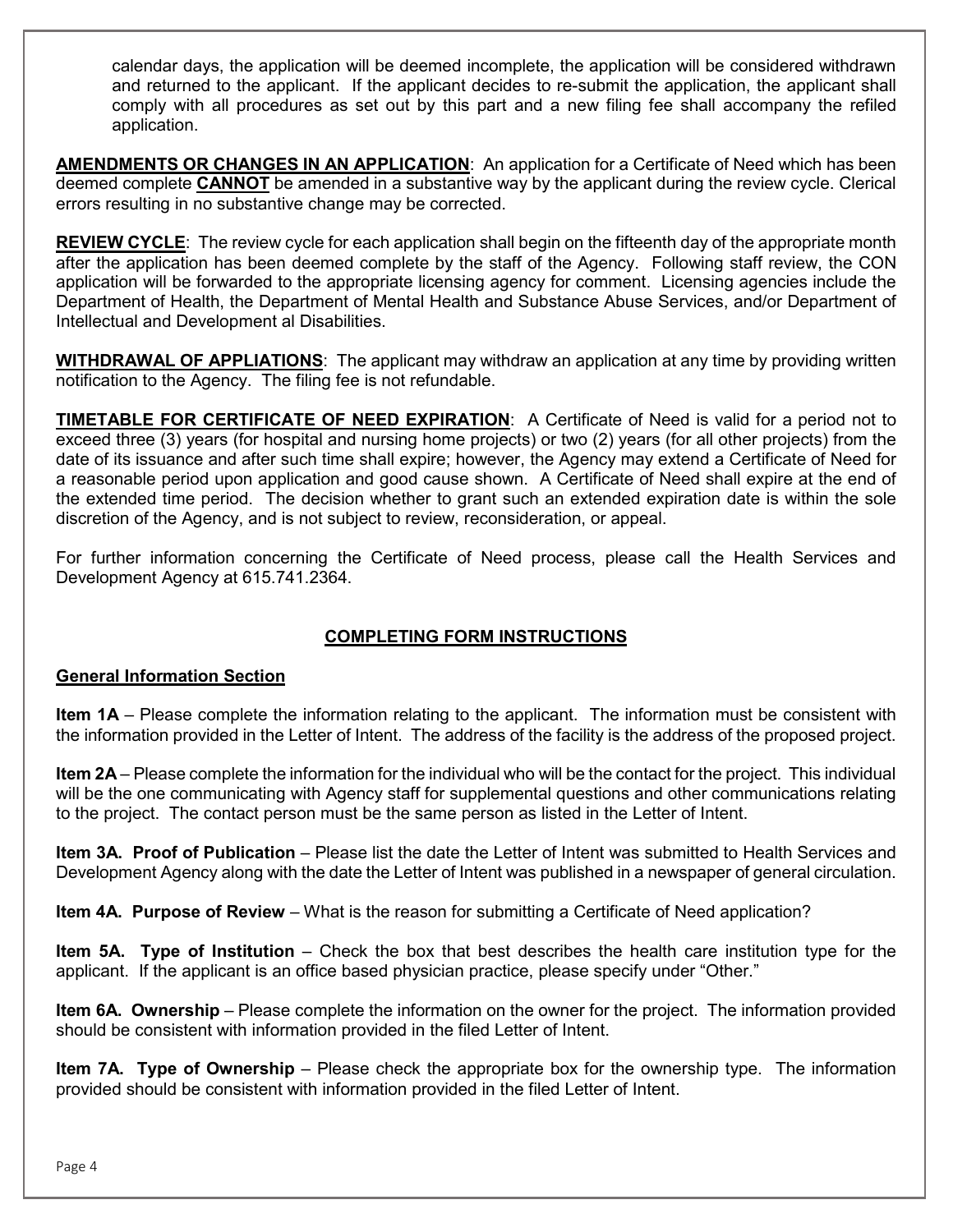calendar days, the application will be deemed incomplete, the application will be considered withdrawn and returned to the applicant. If the applicant decides to re-submit the application, the applicant shall comply with all procedures as set out by this part and a new filing fee shall accompany the refiled application.

**AMENDMENTS OR CHANGES IN AN APPLICATION**: An application for a Certificate of Need which has been deemed complete **CANNOT** be amended in a substantive way by the applicant during the review cycle. Clerical errors resulting in no substantive change may be corrected.

**REVIEW CYCLE**: The review cycle for each application shall begin on the fifteenth day of the appropriate month after the application has been deemed complete by the staff of the Agency. Following staff review, the CON application will be forwarded to the appropriate licensing agency for comment. Licensing agencies include the Department of Health, the Department of Mental Health and Substance Abuse Services, and/or Department of Intellectual and Development al Disabilities.

**WITHDRAWAL OF APPLIATIONS**: The applicant may withdraw an application at any time by providing written notification to the Agency. The filing fee is not refundable.

**TIMETABLE FOR CERTIFICATE OF NEED EXPIRATION**: A Certificate of Need is valid for a period not to exceed three (3) years (for hospital and nursing home projects) or two (2) years (for all other projects) from the date of its issuance and after such time shall expire; however, the Agency may extend a Certificate of Need for a reasonable period upon application and good cause shown. A Certificate of Need shall expire at the end of the extended time period. The decision whether to grant such an extended expiration date is within the sole discretion of the Agency, and is not subject to review, reconsideration, or appeal.

For further information concerning the Certificate of Need process, please call the Health Services and Development Agency at 615.741.2364.

## COMPLETING FORM INSTRUCTIONS

### General Information Section

**Item 1A** – Please complete the information relating to the applicant. The information must be consistent with the information provided in the Letter of Intent. The address of the facility is the address of the proposed project.

**Item 2A** – Please complete the information for the individual who will be the contact for the project. This individual will be the one communicating with Agency staff for supplemental questions and other communications relating to the project. The contact person must be the same person as listed in the Letter of Intent.

**Item 3A. Proof of Publication** – Please list the date the Letter of Intent was submitted to Health Services and Development Agency along with the date the Letter of Intent was published in a newspaper of general circulation.

**Item 4A. Purpose of Review** – What is the reason for submitting a Certificate of Need application?

**Item 5A. Type of Institution** – Check the box that best describes the health care institution type for the applicant. If the applicant is an office based physician practice, please specify under "Other."

**Item 6A. Ownership** – Please complete the information on the owner for the project. The information provided should be consistent with information provided in the filed Letter of Intent.

**Item 7A. Type of Ownership** – Please check the appropriate box for the ownership type. The information provided should be consistent with information provided in the filed Letter of Intent.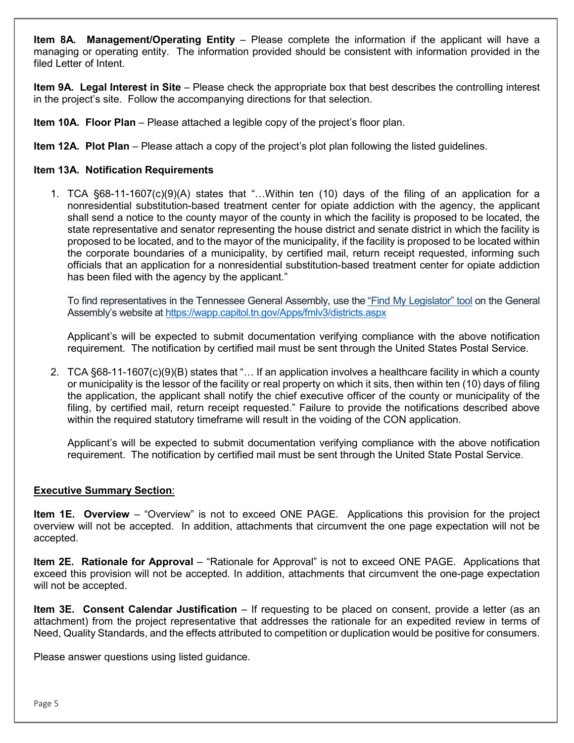**Item 8A. Management/Operating Entity** – Please complete the information if the applicant will have a managing or operating entity. The information provided should be consistent with information provided in the filed Letter of Intent.

**Item 9A. Legal Interest in Site** – Please check the appropriate box that best describes the controlling interest in the project's site. Follow the accompanying directions for that selection.

**Item 10A. Floor Plan** – Please attached a legible copy of the project's floor plan.

**Item 12A. Plot Plan** – Please attach a copy of the project's plot plan following the listed guidelines.

**Item 13A. Notification Requirements**

1. TCA §68-11-1607(c)(9)(A) states that "…Within ten (10) days of the filing of an application for a nonresidential substitution-based treatment center for opiate addiction with the agency, the applicant shall send a notice to the county mayor of the county in which the facility is proposed to be located, the state representative and senator representing the house district and senate district in which the facility is proposed to be located, and to the mayor of the municipality, if the facility is proposed to be located within the corporate boundaries of a municipality, by certified mail, return receipt requested, informing such officials that an application for a nonresidential substitution-based treatment center for opiate addiction has been filed with the agency by the applicant."

   To find representatives in the Tennessee General Assembly, use the "Find My Legislator" tool on the General Assembly's website at https://wapp.capitol.tn.gov/Apps/fmlv3/districts.aspx

   Applicant's will be expected to submit documentation verifying compliance with the above notification requirement. The notification by certified mail must be sent through the United States Postal Service.

2. TCA §68-11-1607(c)(9)(B) states that "… If an application involves a healthcare facility in which a county or municipality is the lessor of the facility or real property on which it sits, then within ten (10) days of filing the application, the applicant shall notify the chief executive officer of the county or municipality of the filing, by certified mail, return receipt requested." Failure to provide the notifications described above within the required statutory timeframe will result in the voiding of the CON application.

   Applicant's will be expected to submit documentation verifying compliance with the above notification requirement. The notification by certified mail must be sent through the United State Postal Service.

**Executive Summary Section**:

**Item 1E. Overview** – "Overview" is not to exceed ONE PAGE. Applications this provision for the project overview will not be accepted. In addition, attachments that circumvent the one page expectation will not be accepted.

**Item 2E. Rationale for Approval** – "Rationale for Approval" is not to exceed ONE PAGE. Applications that exceed this provision will not be accepted. In addition, attachments that circumvent the one-page expectation will not be accepted.

**Item 3E. Consent Calendar Justification** – If requesting to be placed on consent, provide a letter (as an attachment) from the project representative that addresses the rationale for an expedited review in terms of Need, Quality Standards, and the effects attributed to competition or duplication would be positive for consumers.

Please answer questions using listed guidance.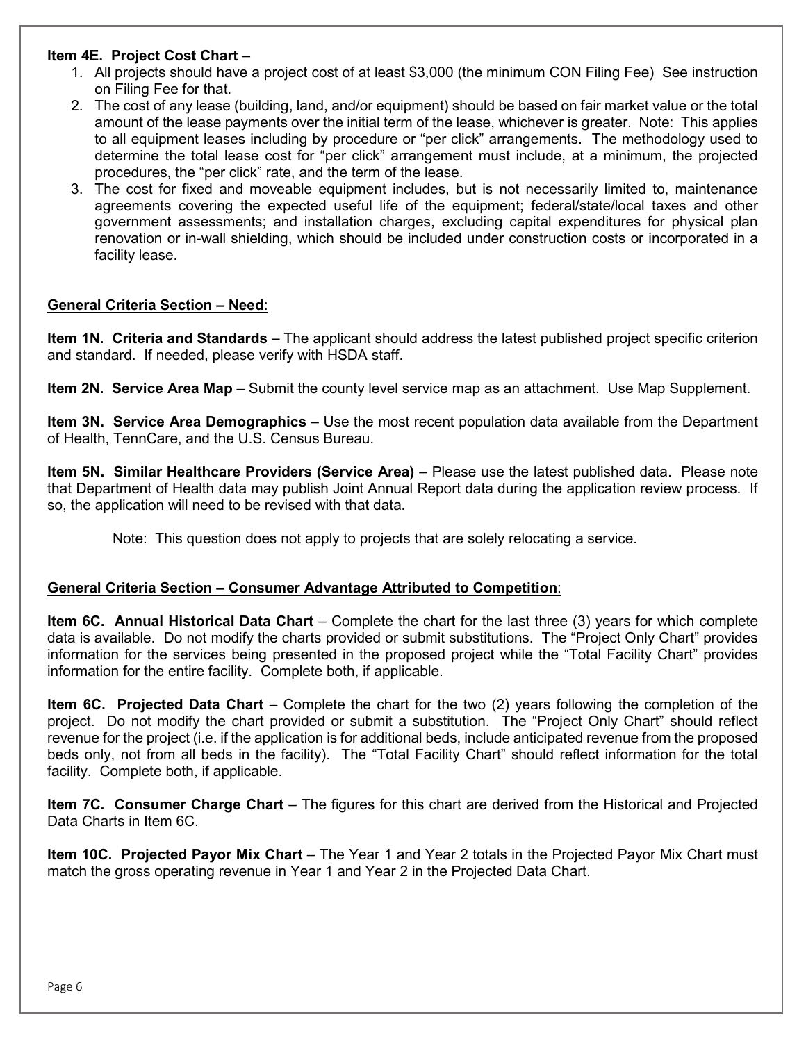**Item 4E. Project Cost Chart** –

1. All projects should have a project cost of at least $3,000 (the minimum CON Filing Fee) See instruction on Filing Fee for that.
2. The cost of any lease (building, land, and/or equipment) should be based on fair market value or the total amount of the lease payments over the initial term of the lease, whichever is greater. Note: This applies to all equipment leases including by procedure or "per click" arrangements. The methodology used to determine the total lease cost for "per click" arrangement must include, at a minimum, the projected procedures, the "per click" rate, and the term of the lease.
3. The cost for fixed and moveable equipment includes, but is not necessarily limited to, maintenance agreements covering the expected useful life of the equipment; federal/state/local taxes and other government assessments; and installation charges, excluding capital expenditures for physical plan renovation or in-wall shielding, which should be included under construction costs or incorporated in a facility lease.

## General Criteria Section – Need:

**Item 1N. Criteria and Standards –** The applicant should address the latest published project specific criterion and standard. If needed, please verify with HSDA staff.

**Item 2N. Service Area Map** – Submit the county level service map as an attachment. Use Map Supplement.

**Item 3N. Service Area Demographics** – Use the most recent population data available from the Department of Health, TennCare, and the U.S. Census Bureau.

**Item 5N. Similar Healthcare Providers (Service Area)** – Please use the latest published data. Please note that Department of Health data may publish Joint Annual Report data during the application review process. If so, the application will need to be revised with that data.

Note: This question does not apply to projects that are solely relocating a service.

## General Criteria Section – Consumer Advantage Attributed to Competition:

**Item 6C. Annual Historical Data Chart** – Complete the chart for the last three (3) years for which complete data is available. Do not modify the charts provided or submit substitutions. The "Project Only Chart" provides information for the services being presented in the proposed project while the "Total Facility Chart" provides information for the entire facility. Complete both, if applicable.

**Item 6C. Projected Data Chart** – Complete the chart for the two (2) years following the completion of the project. Do not modify the chart provided or submit a substitution. The "Project Only Chart" should reflect revenue for the project (i.e. if the application is for additional beds, include anticipated revenue from the proposed beds only, not from all beds in the facility). The "Total Facility Chart" should reflect information for the total facility. Complete both, if applicable.

**Item 7C. Consumer Charge Chart** – The figures for this chart are derived from the Historical and Projected Data Charts in Item 6C.

**Item 10C. Projected Payor Mix Chart** – The Year 1 and Year 2 totals in the Projected Payor Mix Chart must match the gross operating revenue in Year 1 and Year 2 in the Projected Data Chart.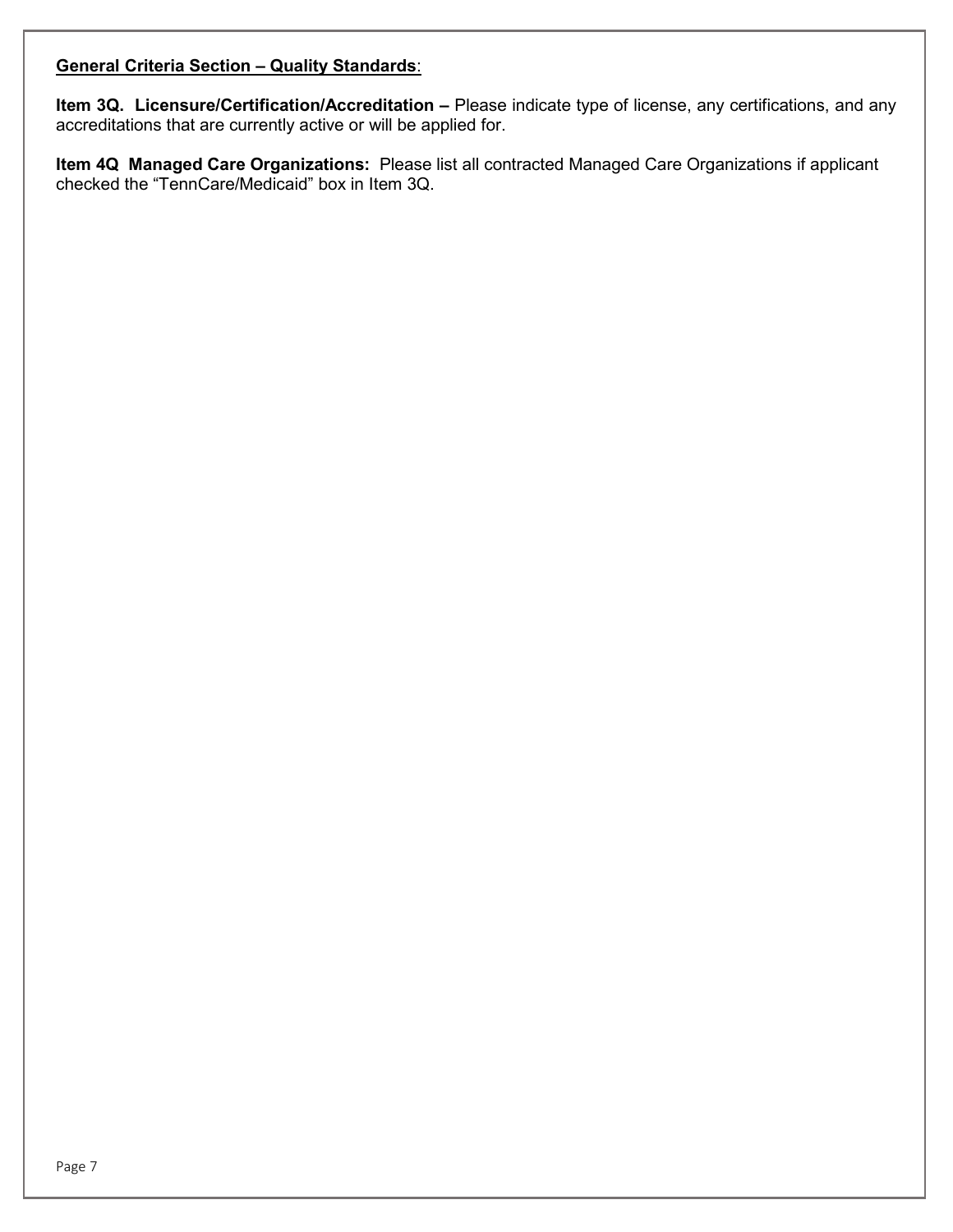**General Criteria Section – Quality Standards**:

**Item 3Q. Licensure/Certification/Accreditation –** Please indicate type of license, any certifications, and any accreditations that are currently active or will be applied for.

**Item 4Q Managed Care Organizations:** Please list all contracted Managed Care Organizations if applicant checked the "TennCare/Medicaid" box in Item 3Q.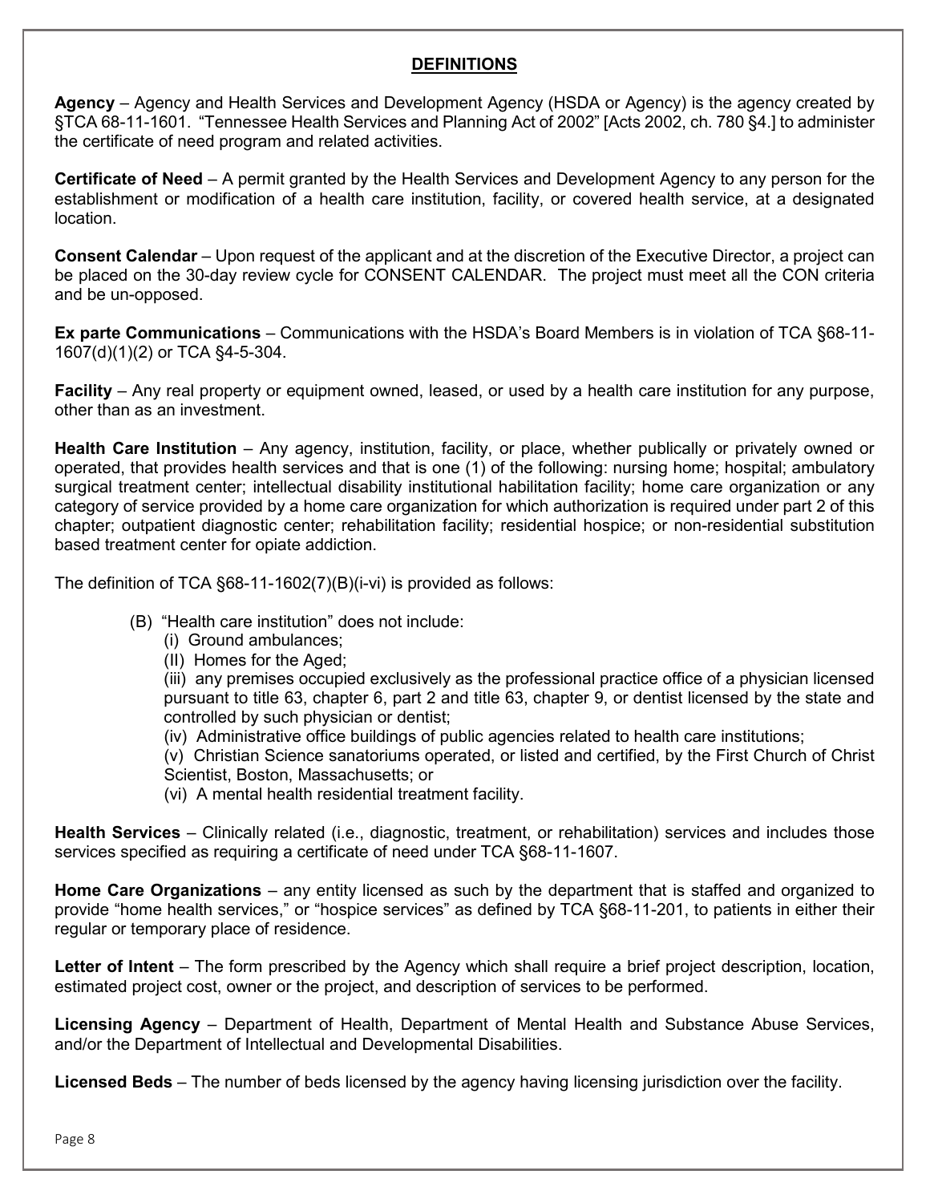## DEFINITIONS

**Agency** – Agency and Health Services and Development Agency (HSDA or Agency) is the agency created by §TCA 68-11-1601. "Tennessee Health Services and Planning Act of 2002" [Acts 2002, ch. 780 §4.] to administer the certificate of need program and related activities.

**Certificate of Need** – A permit granted by the Health Services and Development Agency to any person for the establishment or modification of a health care institution, facility, or covered health service, at a designated location.

**Consent Calendar** – Upon request of the applicant and at the discretion of the Executive Director, a project can be placed on the 30-day review cycle for CONSENT CALENDAR. The project must meet all the CON criteria and be un-opposed.

**Ex parte Communications** – Communications with the HSDA's Board Members is in violation of TCA §68-11-1607(d)(1)(2) or TCA §4-5-304.

**Facility** – Any real property or equipment owned, leased, or used by a health care institution for any purpose, other than as an investment.

**Health Care Institution** – Any agency, institution, facility, or place, whether publically or privately owned or operated, that provides health services and that is one (1) of the following: nursing home; hospital; ambulatory surgical treatment center; intellectual disability institutional habilitation facility; home care organization or any category of service provided by a home care organization for which authorization is required under part 2 of this chapter; outpatient diagnostic center; rehabilitation facility; residential hospice; or non-residential substitution based treatment center for opiate addiction.

The definition of TCA §68-11-1602(7)(B)(i-vi) is provided as follows:

- (B) "Health care institution" does not include:
  - (i) Ground ambulances;
  - (II) Homes for the Aged;
  - (iii) any premises occupied exclusively as the professional practice office of a physician licensed pursuant to title 63, chapter 6, part 2 and title 63, chapter 9, or dentist licensed by the state and controlled by such physician or dentist;
  - (iv) Administrative office buildings of public agencies related to health care institutions;
  - (v) Christian Science sanatoriums operated, or listed and certified, by the First Church of Christ Scientist, Boston, Massachusetts; or
  - (vi) A mental health residential treatment facility.

**Health Services** – Clinically related (i.e., diagnostic, treatment, or rehabilitation) services and includes those services specified as requiring a certificate of need under TCA §68-11-1607.

**Home Care Organizations** – any entity licensed as such by the department that is staffed and organized to provide "home health services," or "hospice services" as defined by TCA §68-11-201, to patients in either their regular or temporary place of residence.

**Letter of Intent** – The form prescribed by the Agency which shall require a brief project description, location, estimated project cost, owner or the project, and description of services to be performed.

**Licensing Agency** – Department of Health, Department of Mental Health and Substance Abuse Services, and/or the Department of Intellectual and Developmental Disabilities.

**Licensed Beds** – The number of beds licensed by the agency having licensing jurisdiction over the facility.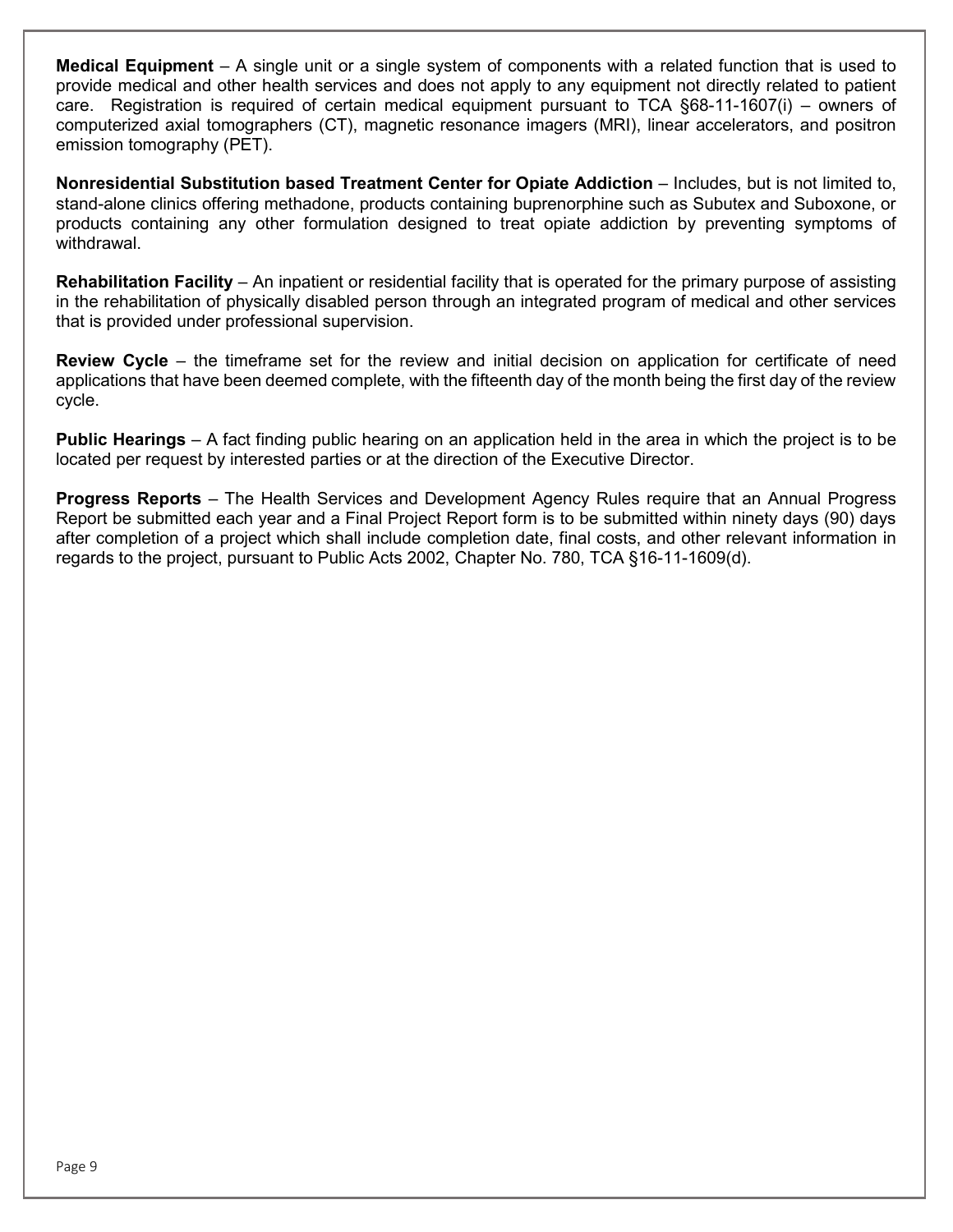**Medical Equipment** – A single unit or a single system of components with a related function that is used to provide medical and other health services and does not apply to any equipment not directly related to patient care. Registration is required of certain medical equipment pursuant to TCA §68-11-1607(i) – owners of computerized axial tomographers (CT), magnetic resonance imagers (MRI), linear accelerators, and positron emission tomography (PET).

**Nonresidential Substitution based Treatment Center for Opiate Addiction** – Includes, but is not limited to, stand-alone clinics offering methadone, products containing buprenorphine such as Subutex and Suboxone, or products containing any other formulation designed to treat opiate addiction by preventing symptoms of withdrawal.

**Rehabilitation Facility** – An inpatient or residential facility that is operated for the primary purpose of assisting in the rehabilitation of physically disabled person through an integrated program of medical and other services that is provided under professional supervision.

**Review Cycle** – the timeframe set for the review and initial decision on application for certificate of need applications that have been deemed complete, with the fifteenth day of the month being the first day of the review cycle.

**Public Hearings** – A fact finding public hearing on an application held in the area in which the project is to be located per request by interested parties or at the direction of the Executive Director.

**Progress Reports** – The Health Services and Development Agency Rules require that an Annual Progress Report be submitted each year and a Final Project Report form is to be submitted within ninety days (90) days after completion of a project which shall include completion date, final costs, and other relevant information in regards to the project, pursuant to Public Acts 2002, Chapter No. 780, TCA §16-11-1609(d).